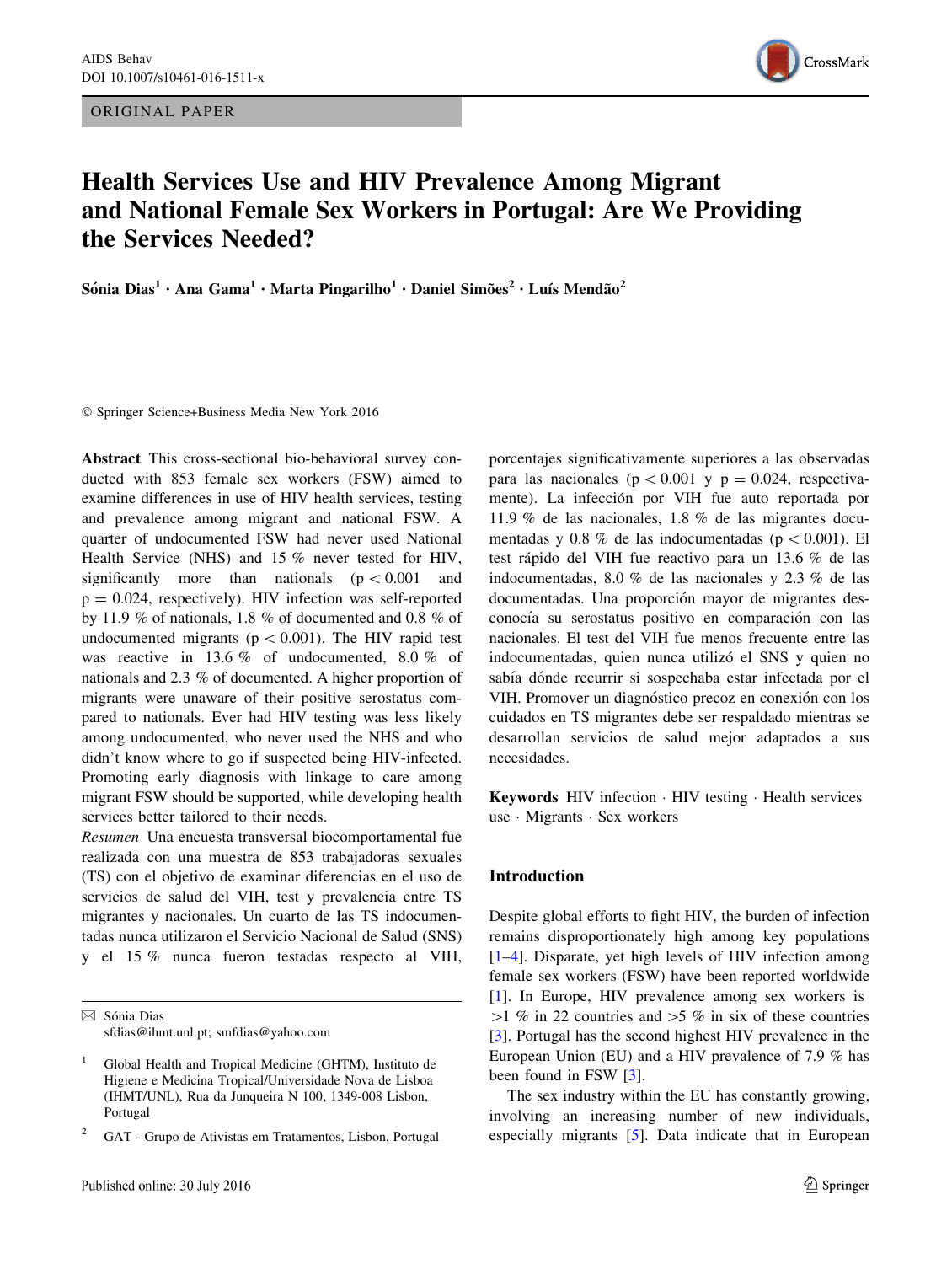ORIGINAL PAPER

# Health Services Use and HIV Prevalence Among Migrant and National Female Sex Workers in Portugal: Are We Providing the Services Needed?

**Sónia Dias[1] · Ana Gama[1] · Marta Pingarilho[1] · Daniel Simões[2] · Luís Mendão[2]**

© Springer Science+Business Media New York 2016

**Abstract** This cross-sectional bio-behavioral survey conducted with 853 female sex workers (FSW) aimed to examine differences in use of HIV health services, testing and prevalence among migrant and national FSW. A quarter of undocumented FSW had never used National Health Service (NHS) and 15 % never tested for HIV, significantly more than nationals ($p < 0.001$ and $p = 0.024$, respectively). HIV infection was self-reported by 11.9 % of nationals, 1.8 % of documented and 0.8 % of undocumented migrants ($p < 0.001$). The HIV rapid test was reactive in 13.6 % of undocumented, 8.0 % of nationals and 2.3 % of documented. A higher proportion of migrants were unaware of their positive serostatus compared to nationals. Ever had HIV testing was less likely among undocumented, who never used the NHS and who didn't know where to go if suspected being HIV-infected. Promoting early diagnosis with linkage to care among migrant FSW should be supported, while developing health services better tailored to their needs.

*Resumen* Una encuesta transversal biocomportamental fue realizada con una muestra de 853 trabajadoras sexuales (TS) con el objetivo de examinar diferencias en el uso de servicios de salud del VIH, test y prevalencia entre TS migrantes y nacionales. Un cuarto de las TS indocumentadas nunca utilizaron el Servicio Nacional de Salud (SNS) y el 15 % nunca fueron testadas respecto al VIH, porcentajes significativamente superiores a las observadas para las nacionales ($p < 0.001$ y $p = 0.024$, respectivamente). La infección por VIH fue auto reportada por 11.9 % de las nacionales, 1.8 % de las migrantes documentadas y 0.8 % de las indocumentadas ($p < 0.001$). El test rápido del VIH fue reactivo para un 13.6 % de las indocumentadas, 8.0 % de las nacionales y 2.3 % de las documentadas. Una proporción mayor de migrantes desconocía su serostatus positivo en comparación con las nacionales. El test del VIH fue menos frecuente entre las indocumentadas, quien nunca utilizó el SNS y quien no sabía dónde recurrir si sospechaba estar infectada por el VIH. Promover un diagnóstico precoz en conexión con los cuidados en TS migrantes debe ser respaldado mientras se desarrollan servicios de salud mejor adaptados a sus necesidades.

**Keywords** HIV infection · HIV testing · Health services use · Migrants · Sex workers

✉ Sónia Dias
sfdias@ihmt.unl.pt; smfdias@yahoo.com

[1] Global Health and Tropical Medicine (GHTM), Instituto de Higiene e Medicina Tropical/Universidade Nova de Lisboa (IHMT/UNL), Rua da Junqueira N 100, 1349-008 Lisbon, Portugal

[2] GAT - Grupo de Ativistas em Tratamentos, Lisbon, Portugal

## Introduction

Despite global efforts to fight HIV, the burden of infection remains disproportionately high among key populations [1–4]. Disparate, yet high levels of HIV infection among female sex workers (FSW) have been reported worldwide [1]. In Europe, HIV prevalence among sex workers is >1 % in 22 countries and >5 % in six of these countries [3]. Portugal has the second highest HIV prevalence in the European Union (EU) and a HIV prevalence of 7.9 % has been found in FSW [3].

The sex industry within the EU has constantly growing, involving an increasing number of new individuals, especially migrants [5]. Data indicate that in European

Published online: 30 July 2016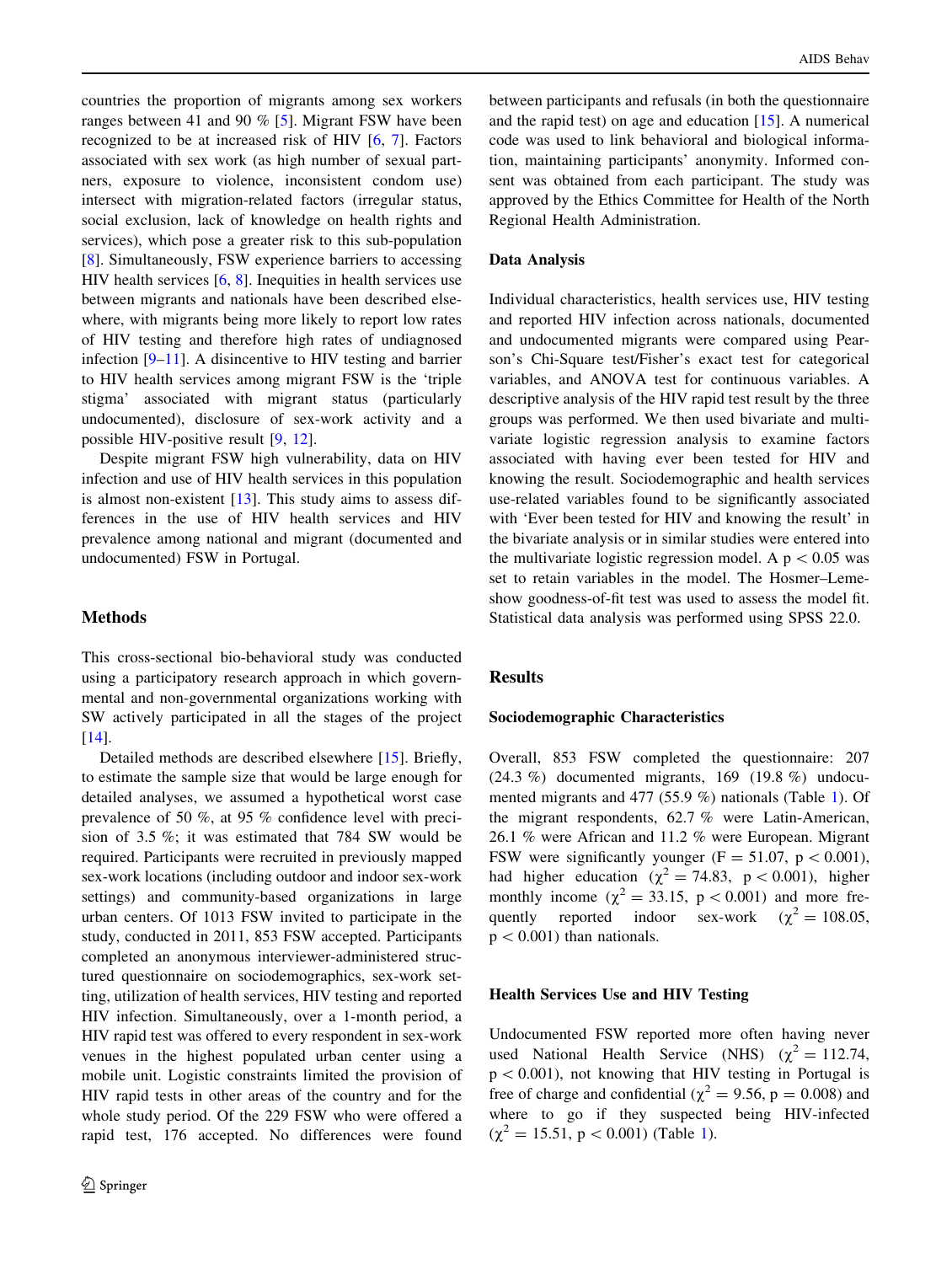countries the proportion of migrants among sex workers ranges between 41 and 90 % [5]. Migrant FSW have been recognized to be at increased risk of HIV [6, 7]. Factors associated with sex work (as high number of sexual partners, exposure to violence, inconsistent condom use) intersect with migration-related factors (irregular status, social exclusion, lack of knowledge on health rights and services), which pose a greater risk to this sub-population [8]. Simultaneously, FSW experience barriers to accessing HIV health services [6, 8]. Inequities in health services use between migrants and nationals have been described elsewhere, with migrants being more likely to report low rates of HIV testing and therefore high rates of undiagnosed infection [9–11]. A disincentive to HIV testing and barrier to HIV health services among migrant FSW is the 'triple stigma' associated with migrant status (particularly undocumented), disclosure of sex-work activity and a possible HIV-positive result [9, 12].

Despite migrant FSW high vulnerability, data on HIV infection and use of HIV health services in this population is almost non-existent [13]. This study aims to assess differences in the use of HIV health services and HIV prevalence among national and migrant (documented and undocumented) FSW in Portugal.

## Methods

This cross-sectional bio-behavioral study was conducted using a participatory research approach in which governmental and non-governmental organizations working with SW actively participated in all the stages of the project [14].

Detailed methods are described elsewhere [15]. Briefly, to estimate the sample size that would be large enough for detailed analyses, we assumed a hypothetical worst case prevalence of 50 %, at 95 % confidence level with precision of 3.5 %; it was estimated that 784 SW would be required. Participants were recruited in previously mapped sex-work locations (including outdoor and indoor sex-work settings) and community-based organizations in large urban centers. Of 1013 FSW invited to participate in the study, conducted in 2011, 853 FSW accepted. Participants completed an anonymous interviewer-administered structured questionnaire on sociodemographics, sex-work setting, utilization of health services, HIV testing and reported HIV infection. Simultaneously, over a 1-month period, a HIV rapid test was offered to every respondent in sex-work venues in the highest populated urban center using a mobile unit. Logistic constraints limited the provision of HIV rapid tests in other areas of the country and for the whole study period. Of the 229 FSW who were offered a rapid test, 176 accepted. No differences were found between participants and refusals (in both the questionnaire and the rapid test) on age and education [15]. A numerical code was used to link behavioral and biological information, maintaining participants' anonymity. Informed consent was obtained from each participant. The study was approved by the Ethics Committee for Health of the North Regional Health Administration.

### Data Analysis

Individual characteristics, health services use, HIV testing and reported HIV infection across nationals, documented and undocumented migrants were compared using Pearson's Chi-Square test/Fisher's exact test for categorical variables, and ANOVA test for continuous variables. A descriptive analysis of the HIV rapid test result by the three groups was performed. We then used bivariate and multivariate logistic regression analysis to examine factors associated with having ever been tested for HIV and knowing the result. Sociodemographic and health services use-related variables found to be significantly associated with 'Ever been tested for HIV and knowing the result' in the bivariate analysis or in similar studies were entered into the multivariate logistic regression model. A $p < 0.05$ was set to retain variables in the model. The Hosmer–Lemeshow goodness-of-fit test was used to assess the model fit. Statistical data analysis was performed using SPSS 22.0.

## Results

### Sociodemographic Characteristics

Overall, 853 FSW completed the questionnaire: 207 (24.3 %) documented migrants, 169 (19.8 %) undocumented migrants and 477 (55.9 %) nationals (Table 1). Of the migrant respondents, 62.7 % were Latin-American, 26.1 % were African and 11.2 % were European. Migrant FSW were significantly younger ($F = 51.07$, $p < 0.001$), had higher education ($\chi^2 = 74.83$, $p < 0.001$), higher monthly income ($\chi^2 = 33.15$, $p < 0.001$) and more frequently reported indoor sex-work ($\chi^2 = 108.05$, $p < 0.001$) than nationals.

### Health Services Use and HIV Testing

Undocumented FSW reported more often having never used National Health Service (NHS) ($\chi^2 = 112.74$, $p < 0.001$), not knowing that HIV testing in Portugal is free of charge and confidential ($\chi^2 = 9.56$, $p = 0.008$) and where to go if they suspected being HIV-infected ($\chi^2 = 15.51$, $p < 0.001$) (Table 1).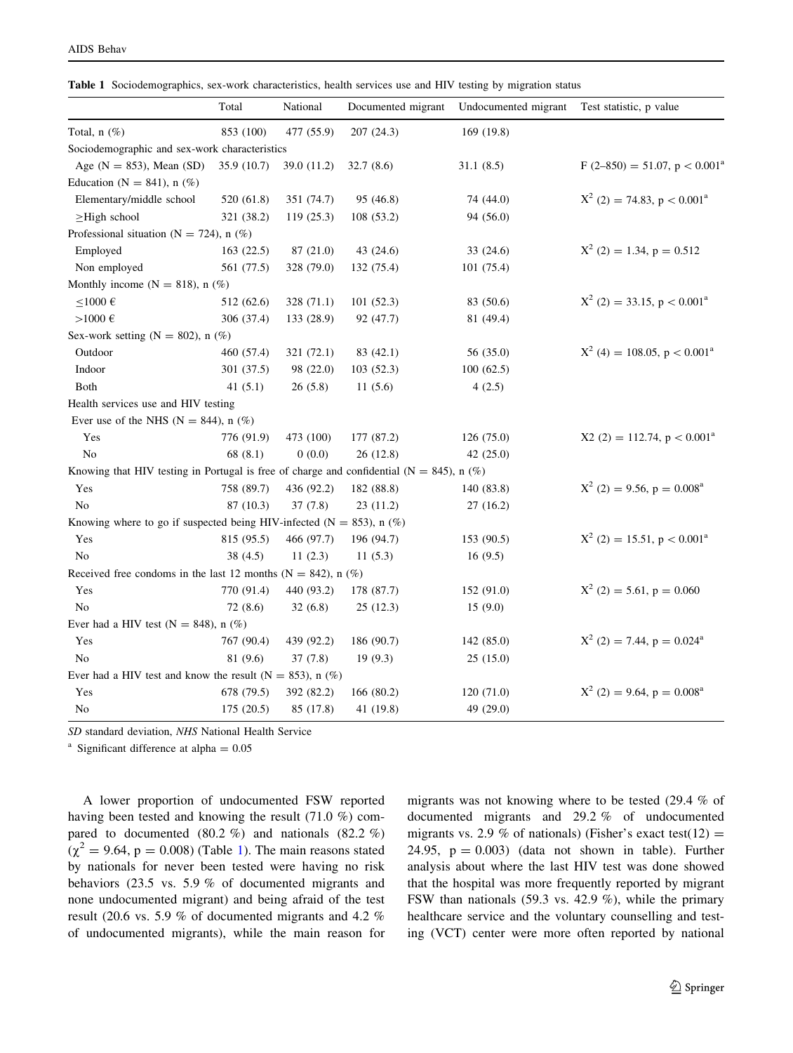**Table 1** Sociodemographics, sex-work characteristics, health services use and HIV testing by migration status

| | Total | National | Documented migrant | Undocumented migrant | Test statistic, p value |
|---|---|---|---|---|---|
| Total, n (%) | 853 (100) | 477 (55.9) | 207 (24.3) | 169 (19.8) | |
| Sociodemographic and sex-work characteristics | | | | | |
| Age (N = 853), Mean (SD) | 35.9 (10.7) | 39.0 (11.2) | 32.7 (8.6) | 31.1 (8.5) | F (2–850) = 51.07, p < 0.001[a] |
| Education (N = 841), n (%) | | | | | |
| Elementary/middle school | 520 (61.8) | 351 (74.7) | 95 (46.8) | 74 (44.0) | $X^2$ (2) = 74.83, p < 0.001[a] |
| ≥High school | 321 (38.2) | 119 (25.3) | 108 (53.2) | 94 (56.0) | |
| Professional situation (N = 724), n (%) | | | | | |
| Employed | 163 (22.5) | 87 (21.0) | 43 (24.6) | 33 (24.6) | $X^2$ (2) = 1.34, p = 0.512 |
| Non employed | 561 (77.5) | 328 (79.0) | 132 (75.4) | 101 (75.4) | |
| Monthly income (N = 818), n (%) | | | | | |
| ≤1000 € | 512 (62.6) | 328 (71.1) | 101 (52.3) | 83 (50.6) | $X^2$ (2) = 33.15, p < 0.001[a] |
| >1000 € | 306 (37.4) | 133 (28.9) | 92 (47.7) | 81 (49.4) | |
| Sex-work setting (N = 802), n (%) | | | | | |
| Outdoor | 460 (57.4) | 321 (72.1) | 83 (42.1) | 56 (35.0) | $X^2$ (4) = 108.05, p < 0.001[a] |
| Indoor | 301 (37.5) | 98 (22.0) | 103 (52.3) | 100 (62.5) | |
| Both | 41 (5.1) | 26 (5.8) | 11 (5.6) | 4 (2.5) | |
| Health services use and HIV testing | | | | | |
| Ever use of the NHS (N = 844), n (%) | | | | | |
| Yes | 776 (91.9) | 473 (100) | 177 (87.2) | 126 (75.0) | X2 (2) = 112.74, p < 0.001[a] |
| No | 68 (8.1) | 0 (0.0) | 26 (12.8) | 42 (25.0) | |
| Knowing that HIV testing in Portugal is free of charge and confidential (N = 845), n (%) | | | | | |
| Yes | 758 (89.7) | 436 (92.2) | 182 (88.8) | 140 (83.8) | $X^2$ (2) = 9.56, p = 0.008[a] |
| No | 87 (10.3) | 37 (7.8) | 23 (11.2) | 27 (16.2) | |
| Knowing where to go if suspected being HIV-infected (N = 853), n (%) | | | | | |
| Yes | 815 (95.5) | 466 (97.7) | 196 (94.7) | 153 (90.5) | $X^2$ (2) = 15.51, p < 0.001[a] |
| No | 38 (4.5) | 11 (2.3) | 11 (5.3) | 16 (9.5) | |
| Received free condoms in the last 12 months (N = 842), n (%) | | | | | |
| Yes | 770 (91.4) | 440 (93.2) | 178 (87.7) | 152 (91.0) | $X^2$ (2) = 5.61, p = 0.060 |
| No | 72 (8.6) | 32 (6.8) | 25 (12.3) | 15 (9.0) | |
| Ever had a HIV test (N = 848), n (%) | | | | | |
| Yes | 767 (90.4) | 439 (92.2) | 186 (90.7) | 142 (85.0) | $X^2$ (2) = 7.44, p = 0.024[a] |
| No | 81 (9.6) | 37 (7.8) | 19 (9.3) | 25 (15.0) | |
| Ever had a HIV test and know the result (N = 853), n (%) | | | | | |
| Yes | 678 (79.5) | 392 (82.2) | 166 (80.2) | 120 (71.0) | $X^2$ (2) = 9.64, p = 0.008[a] |
| No | 175 (20.5) | 85 (17.8) | 41 (19.8) | 49 (29.0) | |

*SD* standard deviation, *NHS* National Health Service

[a] Significant difference at alpha = 0.05

A lower proportion of undocumented FSW reported having been tested and knowing the result (71.0 %) compared to documented (80.2 %) and nationals (82.2 %) ($\chi^2 = 9.64$, $p = 0.008$) (Table 1). The main reasons stated by nationals for never been tested were having no risk behaviors (23.5 vs. 5.9 % of documented migrants and none undocumented migrant) and being afraid of the test result (20.6 vs. 5.9 % of documented migrants and 4.2 % of undocumented migrants), while the main reason for migrants was not knowing where to be tested (29.4 % of documented migrants and 29.2 % of undocumented migrants vs. 2.9 % of nationals) (Fisher's exact test(12) = 24.95, p = 0.003) (data not shown in table). Further analysis about where the last HIV test was done showed that the hospital was more frequently reported by migrant FSW than nationals (59.3 vs. 42.9 %), while the primary healthcare service and the voluntary counselling and testing (VCT) center were more often reported by national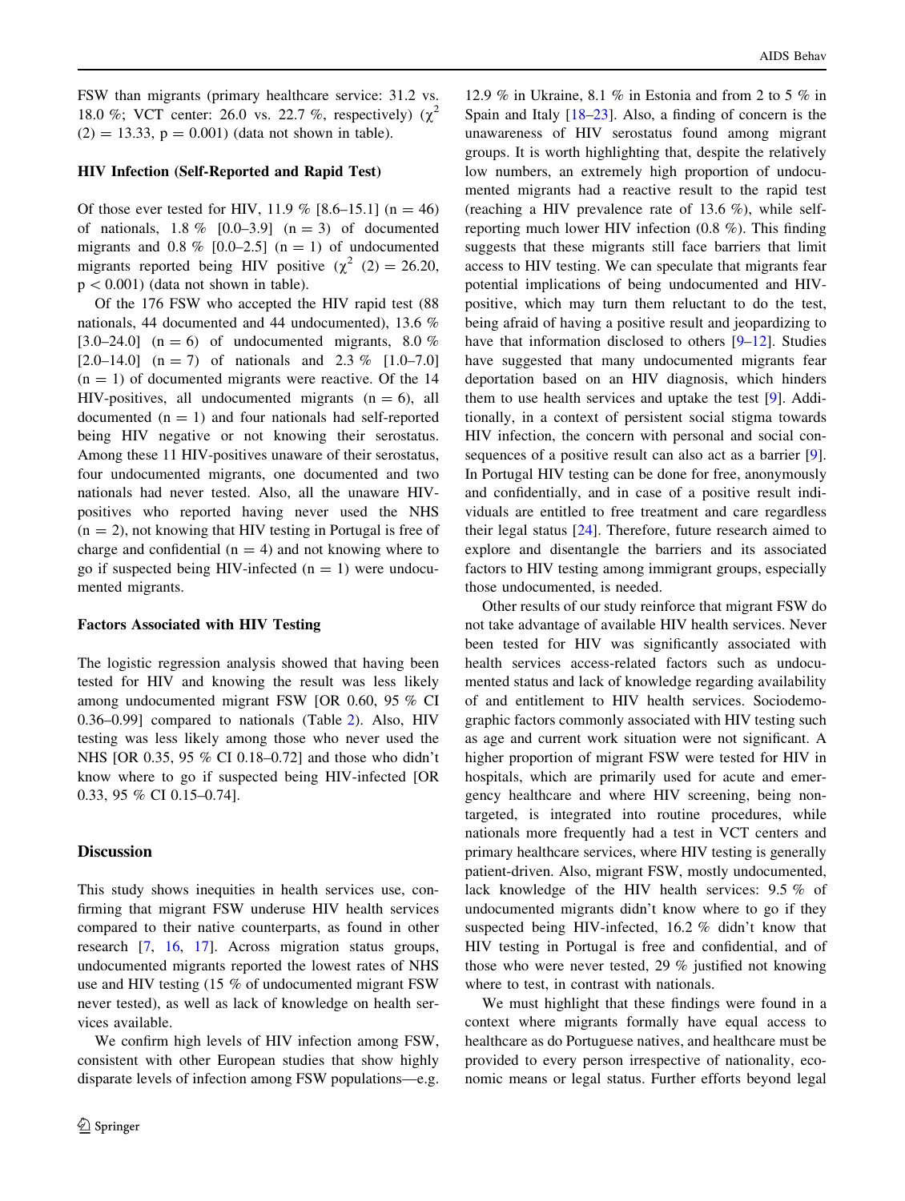FSW than migrants (primary healthcare service: 31.2 vs. 18.0 %; VCT center: 26.0 vs. 22.7 %, respectively) ($\chi^2$ (2) = 13.33, p = 0.001) (data not shown in table).

### HIV Infection (Self-Reported and Rapid Test)

Of those ever tested for HIV, 11.9 % [8.6–15.1] (n = 46) of nationals, 1.8 % [0.0–3.9] (n = 3) of documented migrants and 0.8 % [0.0–2.5] (n = 1) of undocumented migrants reported being HIV positive ($\chi^2$ (2) = 26.20, p < 0.001) (data not shown in table).

Of the 176 FSW who accepted the HIV rapid test (88 nationals, 44 documented and 44 undocumented), 13.6 % [3.0–24.0] (n = 6) of undocumented migrants, 8.0 % [2.0–14.0] (n = 7) of nationals and 2.3 % [1.0–7.0] (n = 1) of documented migrants were reactive. Of the 14 HIV-positives, all undocumented migrants (n = 6), all documented (n = 1) and four nationals had self-reported being HIV negative or not knowing their serostatus. Among these 11 HIV-positives unaware of their serostatus, four undocumented migrants, one documented and two nationals had never tested. Also, all the unaware HIV-positives who reported having never used the NHS (n = 2), not knowing that HIV testing in Portugal is free of charge and confidential (n = 4) and not knowing where to go if suspected being HIV-infected (n = 1) were undocumented migrants.

### Factors Associated with HIV Testing

The logistic regression analysis showed that having been tested for HIV and knowing the result was less likely among undocumented migrant FSW [OR 0.60, 95 % CI 0.36–0.99] compared to nationals (Table 2). Also, HIV testing was less likely among those who never used the NHS [OR 0.35, 95 % CI 0.18–0.72] and those who didn't know where to go if suspected being HIV-infected [OR 0.33, 95 % CI 0.15–0.74].

## Discussion

This study shows inequities in health services use, confirming that migrant FSW underuse HIV health services compared to their native counterparts, as found in other research [7, 16, 17]. Across migration status groups, undocumented migrants reported the lowest rates of NHS use and HIV testing (15 % of undocumented migrant FSW never tested), as well as lack of knowledge on health services available.

We confirm high levels of HIV infection among FSW, consistent with other European studies that show highly disparate levels of infection among FSW populations—e.g. 12.9 % in Ukraine, 8.1 % in Estonia and from 2 to 5 % in Spain and Italy [18–23]. Also, a finding of concern is the unawareness of HIV serostatus found among migrant groups. It is worth highlighting that, despite the relatively low numbers, an extremely high proportion of undocumented migrants had a reactive result to the rapid test (reaching a HIV prevalence rate of 13.6 %), while self-reporting much lower HIV infection (0.8 %). This finding suggests that these migrants still face barriers that limit access to HIV testing. We can speculate that migrants fear potential implications of being undocumented and HIV-positive, which may turn them reluctant to do the test, being afraid of having a positive result and jeopardizing to have that information disclosed to others [9–12]. Studies have suggested that many undocumented migrants fear deportation based on an HIV diagnosis, which hinders them to use health services and uptake the test [9]. Additionally, in a context of persistent social stigma towards HIV infection, the concern with personal and social consequences of a positive result can also act as a barrier [9]. In Portugal HIV testing can be done for free, anonymously and confidentially, and in case of a positive result individuals are entitled to free treatment and care regardless their legal status [24]. Therefore, future research aimed to explore and disentangle the barriers and its associated factors to HIV testing among immigrant groups, especially those undocumented, is needed.

Other results of our study reinforce that migrant FSW do not take advantage of available HIV health services. Never been tested for HIV was significantly associated with health services access-related factors such as undocumented status and lack of knowledge regarding availability of and entitlement to HIV health services. Sociodemographic factors commonly associated with HIV testing such as age and current work situation were not significant. A higher proportion of migrant FSW were tested for HIV in hospitals, which are primarily used for acute and emergency healthcare and where HIV screening, being non-targeted, is integrated into routine procedures, while nationals more frequently had a test in VCT centers and primary healthcare services, where HIV testing is generally patient-driven. Also, migrant FSW, mostly undocumented, lack knowledge of the HIV health services: 9.5 % of undocumented migrants didn't know where to go if they suspected being HIV-infected, 16.2 % didn't know that HIV testing in Portugal is free and confidential, and of those who were never tested, 29 % justified not knowing where to test, in contrast with nationals.

We must highlight that these findings were found in a context where migrants formally have equal access to healthcare as do Portuguese natives, and healthcare must be provided to every person irrespective of nationality, economic means or legal status. Further efforts beyond legal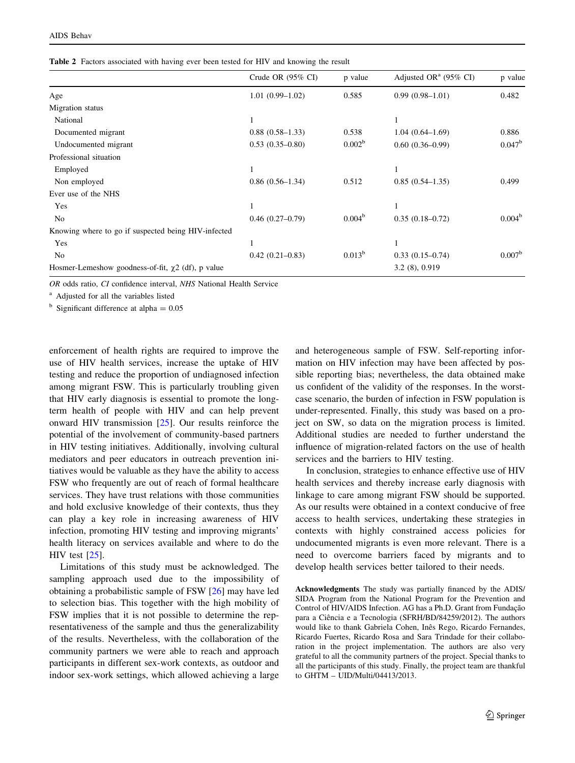**Table 2** Factors associated with having ever been tested for HIV and knowing the result

| | Crude OR (95% CI) | p value | Adjusted OR[a] (95% CI) | p value |
|---|---|---|---|---|
| Age | 1.01 (0.99–1.02) | 0.585 | 0.99 (0.98–1.01) | 0.482 |
| Migration status | | | | |
| National | 1 | | 1 | |
| Documented migrant | 0.88 (0.58–1.33) | 0.538 | 1.04 (0.64–1.69) | 0.886 |
| Undocumented migrant | 0.53 (0.35–0.80) | 0.002[b] | 0.60 (0.36–0.99) | 0.047[b] |
| Professional situation | | | | |
| Employed | 1 | | 1 | |
| Non employed | 0.86 (0.56–1.34) | 0.512 | 0.85 (0.54–1.35) | 0.499 |
| Ever use of the NHS | | | | |
| Yes | 1 | | 1 | |
| No | 0.46 (0.27–0.79) | 0.004[b] | 0.35 (0.18–0.72) | 0.004[b] |
| Knowing where to go if suspected being HIV-infected | | | | |
| Yes | 1 | | 1 | |
| No | 0.42 (0.21–0.83) | 0.013[b] | 0.33 (0.15–0.74) | 0.007[b] |
| Hosmer-Lemeshow goodness-of-fit, $\chi 2$ (df), p value | | | 3.2 (8), 0.919 | |

*OR* odds ratio, *CI* confidence interval, *NHS* National Health Service

[a] Adjusted for all the variables listed

[b] Significant difference at alpha = 0.05

enforcement of health rights are required to improve the use of HIV health services, increase the uptake of HIV testing and reduce the proportion of undiagnosed infection among migrant FSW. This is particularly troubling given that HIV early diagnosis is essential to promote the long-term health of people with HIV and can help prevent onward HIV transmission [25]. Our results reinforce the potential of the involvement of community-based partners in HIV testing initiatives. Additionally, involving cultural mediators and peer educators in outreach prevention initiatives would be valuable as they have the ability to access FSW who frequently are out of reach of formal healthcare services. They have trust relations with those communities and hold exclusive knowledge of their contexts, thus they can play a key role in increasing awareness of HIV infection, promoting HIV testing and improving migrants' health literacy on services available and where to do the HIV test [25].

Limitations of this study must be acknowledged. The sampling approach used due to the impossibility of obtaining a probabilistic sample of FSW [26] may have led to selection bias. This together with the high mobility of FSW implies that it is not possible to determine the representativeness of the sample and thus the generalizability of the results. Nevertheless, with the collaboration of the community partners we were able to reach and approach participants in different sex-work contexts, as outdoor and indoor sex-work settings, which allowed achieving a large and heterogeneous sample of FSW. Self-reporting information on HIV infection may have been affected by possible reporting bias; nevertheless, the data obtained make us confident of the validity of the responses. In the worst-case scenario, the burden of infection in FSW population is under-represented. Finally, this study was based on a project on SW, so data on the migration process is limited. Additional studies are needed to further understand the influence of migration-related factors on the use of health services and the barriers to HIV testing.

In conclusion, strategies to enhance effective use of HIV health services and thereby increase early diagnosis with linkage to care among migrant FSW should be supported. As our results were obtained in a context conducive of free access to health services, undertaking these strategies in contexts with highly constrained access policies for undocumented migrants is even more relevant. There is a need to overcome barriers faced by migrants and to develop health services better tailored to their needs.

**Acknowledgments** The study was partially financed by the ADIS/SIDA Program from the National Program for the Prevention and Control of HIV/AIDS Infection. AG has a Ph.D. Grant from Fundação para a Ciência e a Tecnologia (SFRH/BD/84259/2012). The authors would like to thank Gabriela Cohen, Inês Rego, Ricardo Fernandes, Ricardo Fuertes, Ricardo Rosa and Sara Trindade for their collaboration in the project implementation. The authors are also very grateful to all the community partners of the project. Special thanks to all the participants of this study. Finally, the project team are thankful to GHTM – UID/Multi/04413/2013.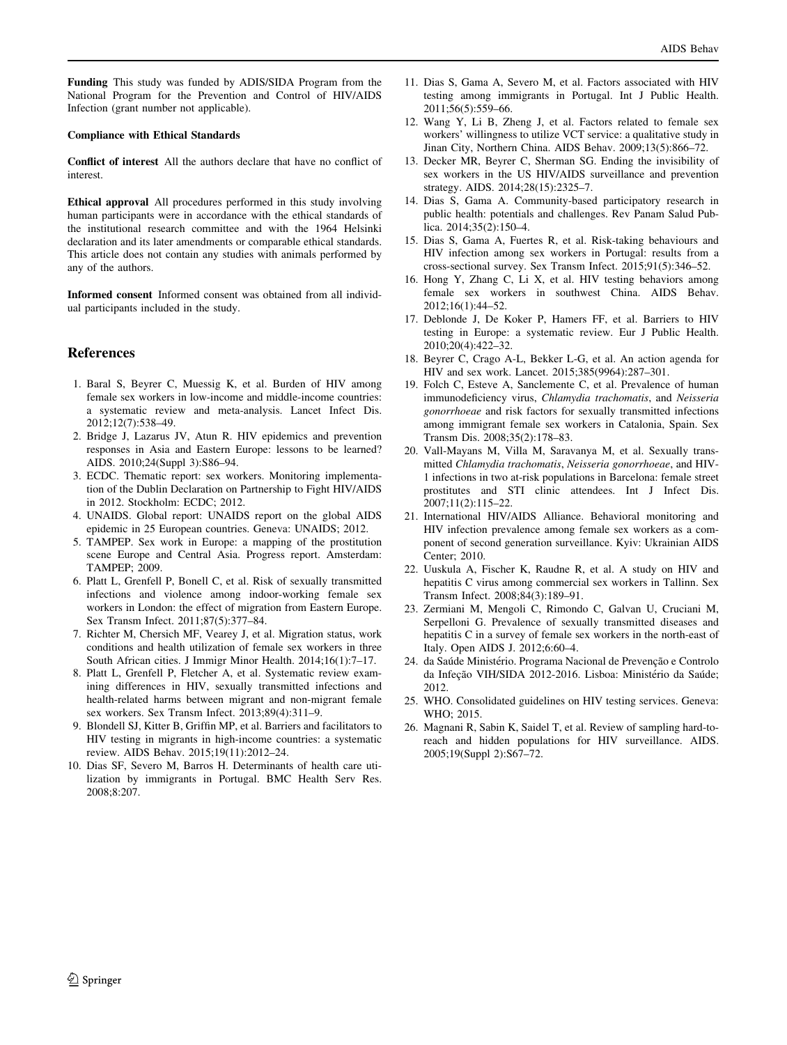**Funding** This study was funded by ADIS/SIDA Program from the National Program for the Prevention and Control of HIV/AIDS Infection (grant number not applicable).

**Compliance with Ethical Standards**

**Conflict of interest** All the authors declare that have no conflict of interest.

**Ethical approval** All procedures performed in this study involving human participants were in accordance with the ethical standards of the institutional research committee and with the 1964 Helsinki declaration and its later amendments or comparable ethical standards. This article does not contain any studies with animals performed by any of the authors.

**Informed consent** Informed consent was obtained from all individual participants included in the study.

## References

1. Baral S, Beyrer C, Muessig K, et al. Burden of HIV among female sex workers in low-income and middle-income countries: a systematic review and meta-analysis. Lancet Infect Dis. 2012;12(7):538–49.
2. Bridge J, Lazarus JV, Atun R. HIV epidemics and prevention responses in Asia and Eastern Europe: lessons to be learned? AIDS. 2010;24(Suppl 3):S86–94.
3. ECDC. Thematic report: sex workers. Monitoring implementation of the Dublin Declaration on Partnership to Fight HIV/AIDS in 2012. Stockholm: ECDC; 2012.
4. UNAIDS. Global report: UNAIDS report on the global AIDS epidemic in 25 European countries. Geneva: UNAIDS; 2012.
5. TAMPEP. Sex work in Europe: a mapping of the prostitution scene Europe and Central Asia. Progress report. Amsterdam: TAMPEP; 2009.
6. Platt L, Grenfell P, Bonell C, et al. Risk of sexually transmitted infections and violence among indoor-working female sex workers in London: the effect of migration from Eastern Europe. Sex Transm Infect. 2011;87(5):377–84.
7. Richter M, Chersich MF, Vearey J, et al. Migration status, work conditions and health utilization of female sex workers in three South African cities. J Immigr Minor Health. 2014;16(1):7–17.
8. Platt L, Grenfell P, Fletcher A, et al. Systematic review examining differences in HIV, sexually transmitted infections and health-related harms between migrant and non-migrant female sex workers. Sex Transm Infect. 2013;89(4):311–9.
9. Blondell SJ, Kitter B, Griffin MP, et al. Barriers and facilitators to HIV testing in migrants in high-income countries: a systematic review. AIDS Behav. 2015;19(11):2012–24.
10. Dias SF, Severo M, Barros H. Determinants of health care utilization by immigrants in Portugal. BMC Health Serv Res. 2008;8:207.
11. Dias S, Gama A, Severo M, et al. Factors associated with HIV testing among immigrants in Portugal. Int J Public Health. 2011;56(5):559–66.
12. Wang Y, Li B, Zheng J, et al. Factors related to female sex workers' willingness to utilize VCT service: a qualitative study in Jinan City, Northern China. AIDS Behav. 2009;13(5):866–72.
13. Decker MR, Beyrer C, Sherman SG. Ending the invisibility of sex workers in the US HIV/AIDS surveillance and prevention strategy. AIDS. 2014;28(15):2325–7.
14. Dias S, Gama A. Community-based participatory research in public health: potentials and challenges. Rev Panam Salud Publica. 2014;35(2):150–4.
15. Dias S, Gama A, Fuertes R, et al. Risk-taking behaviours and HIV infection among sex workers in Portugal: results from a cross-sectional survey. Sex Transm Infect. 2015;91(5):346–52.
16. Hong Y, Zhang C, Li X, et al. HIV testing behaviors among female sex workers in southwest China. AIDS Behav. 2012;16(1):44–52.
17. Deblonde J, De Koker P, Hamers FF, et al. Barriers to HIV testing in Europe: a systematic review. Eur J Public Health. 2010;20(4):422–32.
18. Beyrer C, Crago A-L, Bekker L-G, et al. An action agenda for HIV and sex work. Lancet. 2015;385(9964):287–301.
19. Folch C, Esteve A, Sanclemente C, et al. Prevalence of human immunodeficiency virus, *Chlamydia trachomatis*, and *Neisseria gonorrhoeae* and risk factors for sexually transmitted infections among immigrant female sex workers in Catalonia, Spain. Sex Transm Dis. 2008;35(2):178–83.
20. Vall-Mayans M, Villa M, Saravanya M, et al. Sexually transmitted *Chlamydia trachomatis*, *Neisseria gonorrhoeae*, and HIV-1 infections in two at-risk populations in Barcelona: female street prostitutes and STI clinic attendees. Int J Infect Dis. 2007;11(2):115–22.
21. International HIV/AIDS Alliance. Behavioral monitoring and HIV infection prevalence among female sex workers as a component of second generation surveillance. Kyiv: Ukrainian AIDS Center; 2010.
22. Uuskula A, Fischer K, Raudne R, et al. A study on HIV and hepatitis C virus among commercial sex workers in Tallinn. Sex Transm Infect. 2008;84(3):189–91.
23. Zermiani M, Mengoli C, Rimondo C, Galvan U, Cruciani M, Serpelloni G. Prevalence of sexually transmitted diseases and hepatitis C in a survey of female sex workers in the north-east of Italy. Open AIDS J. 2012;6:60–4.
24. da Saúde Ministério. Programa Nacional de Prevenção e Controlo da Infeção VIH/SIDA 2012-2016. Lisboa: Ministério da Saúde; 2012.
25. WHO. Consolidated guidelines on HIV testing services. Geneva: WHO; 2015.
26. Magnani R, Sabin K, Saidel T, et al. Review of sampling hard-to-reach and hidden populations for HIV surveillance. AIDS. 2005;19(Suppl 2):S67–72.